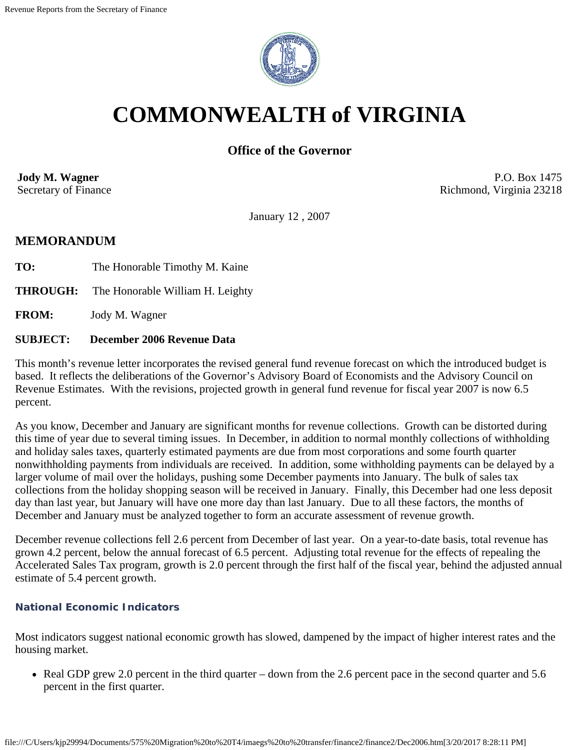# COMMONWEALTH of VIRGINIA

### Office of the Governor

**Jody M. Wagner**
Secretary of Finance

P.O. Box 1475
Richmond, Virginia 23218

January 12 , 2007

## MEMORANDUM

**TO:** The Honorable Timothy M. Kaine

**THROUGH:** The Honorable William H. Leighty

**FROM:** Jody M. Wagner

**SUBJECT: December 2006 Revenue Data**

This month's revenue letter incorporates the revised general fund revenue forecast on which the introduced budget is based. It reflects the deliberations of the Governor's Advisory Board of Economists and the Advisory Council on Revenue Estimates. With the revisions, projected growth in general fund revenue for fiscal year 2007 is now 6.5 percent.

As you know, December and January are significant months for revenue collections. Growth can be distorted during this time of year due to several timing issues. In December, in addition to normal monthly collections of withholding and holiday sales taxes, quarterly estimated payments are due from most corporations and some fourth quarter nonwithholding payments from individuals are received. In addition, some withholding payments can be delayed by a larger volume of mail over the holidays, pushing some December payments into January. The bulk of sales tax collections from the holiday shopping season will be received in January. Finally, this December had one less deposit day than last year, but January will have one more day than last January. Due to all these factors, the months of December and January must be analyzed together to form an accurate assessment of revenue growth.

December revenue collections fell 2.6 percent from December of last year. On a year-to-date basis, total revenue has grown 4.2 percent, below the annual forecast of 6.5 percent. Adjusting total revenue for the effects of repealing the Accelerated Sales Tax program, growth is 2.0 percent through the first half of the fiscal year, behind the adjusted annual estimate of 5.4 percent growth.

#### National Economic Indicators

Most indicators suggest national economic growth has slowed, dampened by the impact of higher interest rates and the housing market.

- Real GDP grew 2.0 percent in the third quarter – down from the 2.6 percent pace in the second quarter and 5.6 percent in the first quarter.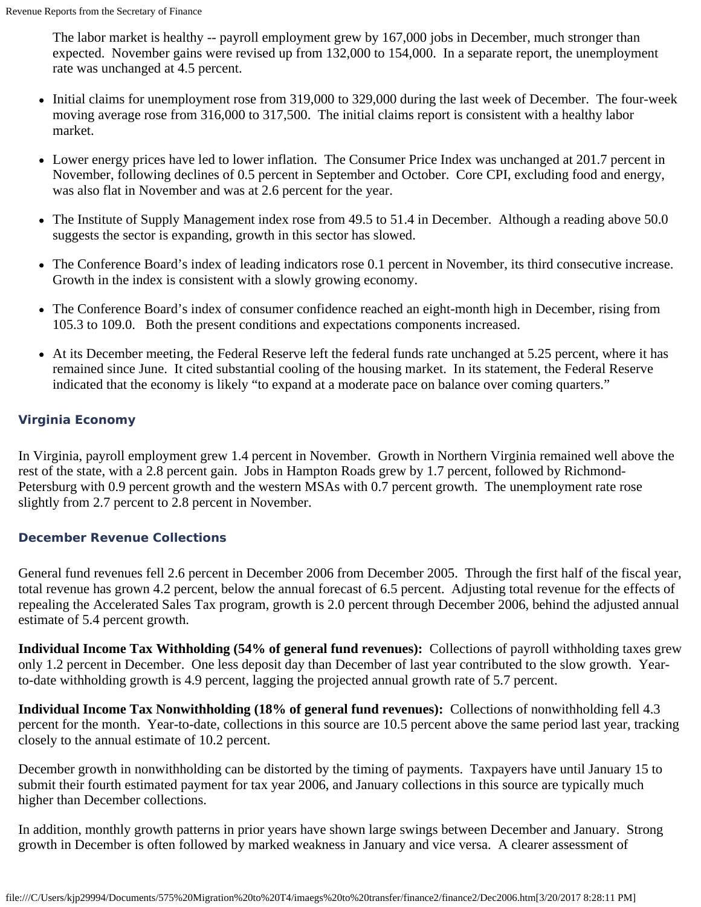The labor market is healthy -- payroll employment grew by 167,000 jobs in December, much stronger than expected. November gains were revised up from 132,000 to 154,000. In a separate report, the unemployment rate was unchanged at 4.5 percent.

- Initial claims for unemployment rose from 319,000 to 329,000 during the last week of December. The four-week moving average rose from 316,000 to 317,500. The initial claims report is consistent with a healthy labor market.
- Lower energy prices have led to lower inflation. The Consumer Price Index was unchanged at 201.7 percent in November, following declines of 0.5 percent in September and October. Core CPI, excluding food and energy, was also flat in November and was at 2.6 percent for the year.
- The Institute of Supply Management index rose from 49.5 to 51.4 in December. Although a reading above 50.0 suggests the sector is expanding, growth in this sector has slowed.
- The Conference Board's index of leading indicators rose 0.1 percent in November, its third consecutive increase. Growth in the index is consistent with a slowly growing economy.
- The Conference Board's index of consumer confidence reached an eight-month high in December, rising from 105.3 to 109.0. Both the present conditions and expectations components increased.
- At its December meeting, the Federal Reserve left the federal funds rate unchanged at 5.25 percent, where it has remained since June. It cited substantial cooling of the housing market. In its statement, the Federal Reserve indicated that the economy is likely "to expand at a moderate pace on balance over coming quarters."

### Virginia Economy

In Virginia, payroll employment grew 1.4 percent in November. Growth in Northern Virginia remained well above the rest of the state, with a 2.8 percent gain. Jobs in Hampton Roads grew by 1.7 percent, followed by Richmond-Petersburg with 0.9 percent growth and the western MSAs with 0.7 percent growth. The unemployment rate rose slightly from 2.7 percent to 2.8 percent in November.

### December Revenue Collections

General fund revenues fell 2.6 percent in December 2006 from December 2005. Through the first half of the fiscal year, total revenue has grown 4.2 percent, below the annual forecast of 6.5 percent. Adjusting total revenue for the effects of repealing the Accelerated Sales Tax program, growth is 2.0 percent through December 2006, behind the adjusted annual estimate of 5.4 percent growth.

**Individual Income Tax Withholding (54% of general fund revenues):** Collections of payroll withholding taxes grew only 1.2 percent in December. One less deposit day than December of last year contributed to the slow growth. Year-to-date withholding growth is 4.9 percent, lagging the projected annual growth rate of 5.7 percent.

**Individual Income Tax Nonwithholding (18% of general fund revenues):** Collections of nonwithholding fell 4.3 percent for the month. Year-to-date, collections in this source are 10.5 percent above the same period last year, tracking closely to the annual estimate of 10.2 percent.

December growth in nonwithholding can be distorted by the timing of payments. Taxpayers have until January 15 to submit their fourth estimated payment for tax year 2006, and January collections in this source are typically much higher than December collections.

In addition, monthly growth patterns in prior years have shown large swings between December and January. Strong growth in December is often followed by marked weakness in January and vice versa. A clearer assessment of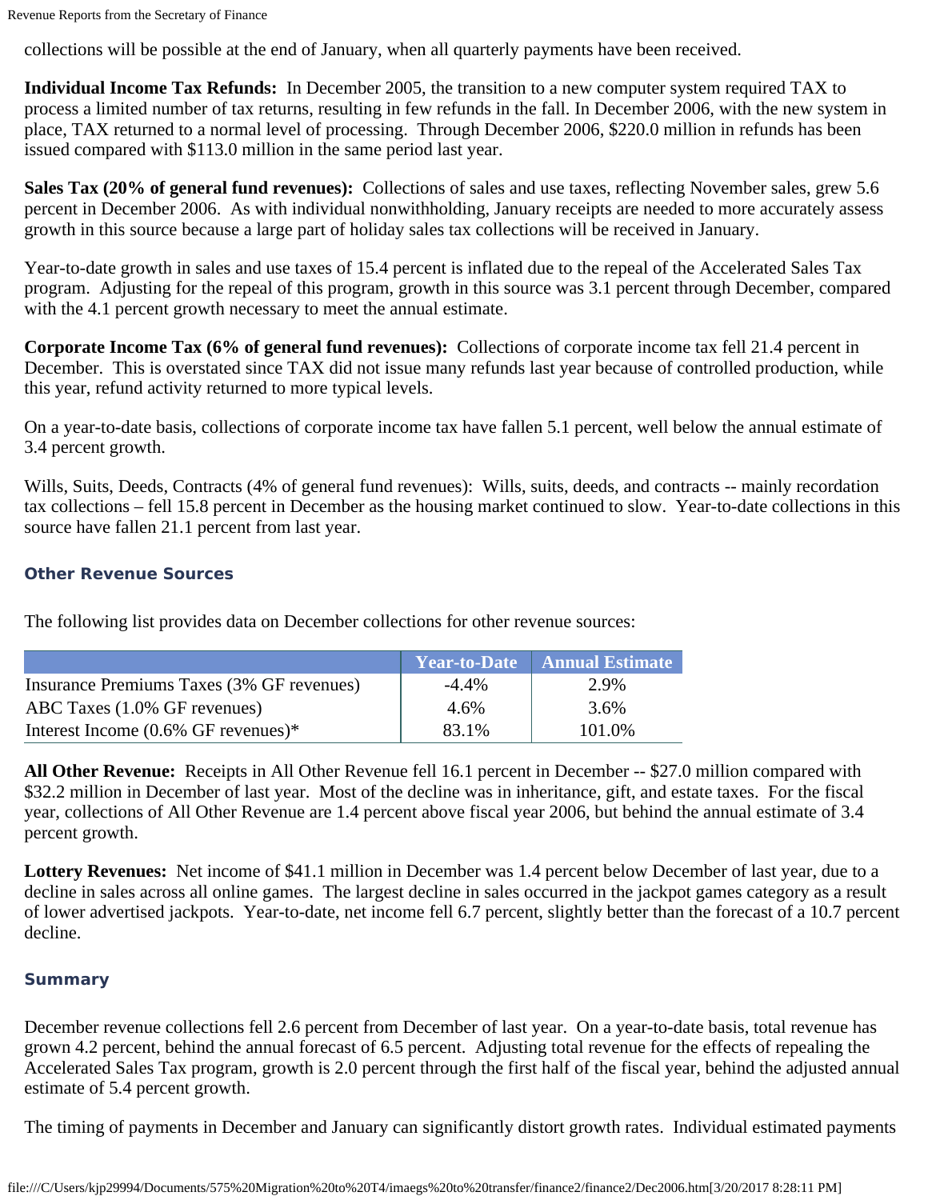collections will be possible at the end of January, when all quarterly payments have been received.

**Individual Income Tax Refunds:** In December 2005, the transition to a new computer system required TAX to process a limited number of tax returns, resulting in few refunds in the fall. In December 2006, with the new system in place, TAX returned to a normal level of processing. Through December 2006, $220.0 million in refunds has been issued compared with $113.0 million in the same period last year.

**Sales Tax (20% of general fund revenues):** Collections of sales and use taxes, reflecting November sales, grew 5.6 percent in December 2006. As with individual nonwithholding, January receipts are needed to more accurately assess growth in this source because a large part of holiday sales tax collections will be received in January.

Year-to-date growth in sales and use taxes of 15.4 percent is inflated due to the repeal of the Accelerated Sales Tax program. Adjusting for the repeal of this program, growth in this source was 3.1 percent through December, compared with the 4.1 percent growth necessary to meet the annual estimate.

**Corporate Income Tax (6% of general fund revenues):** Collections of corporate income tax fell 21.4 percent in December. This is overstated since TAX did not issue many refunds last year because of controlled production, while this year, refund activity returned to more typical levels.

On a year-to-date basis, collections of corporate income tax have fallen 5.1 percent, well below the annual estimate of 3.4 percent growth.

Wills, Suits, Deeds, Contracts (4% of general fund revenues): Wills, suits, deeds, and contracts -- mainly recordation tax collections – fell 15.8 percent in December as the housing market continued to slow. Year-to-date collections in this source have fallen 21.1 percent from last year.

### Other Revenue Sources

The following list provides data on December collections for other revenue sources:

| | Year-to-Date | Annual Estimate |
|---|---|---|
| Insurance Premiums Taxes (3% GF revenues) | -4.4% | 2.9% |
| ABC Taxes (1.0% GF revenues) | 4.6% | 3.6% |
| Interest Income (0.6% GF revenues)* | 83.1% | 101.0% |

**All Other Revenue:** Receipts in All Other Revenue fell 16.1 percent in December -- $27.0 million compared with $32.2 million in December of last year. Most of the decline was in inheritance, gift, and estate taxes. For the fiscal year, collections of All Other Revenue are 1.4 percent above fiscal year 2006, but behind the annual estimate of 3.4 percent growth.

**Lottery Revenues:** Net income of $41.1 million in December was 1.4 percent below December of last year, due to a decline in sales across all online games. The largest decline in sales occurred in the jackpot games category as a result of lower advertised jackpots. Year-to-date, net income fell 6.7 percent, slightly better than the forecast of a 10.7 percent decline.

### Summary

December revenue collections fell 2.6 percent from December of last year. On a year-to-date basis, total revenue has grown 4.2 percent, behind the annual forecast of 6.5 percent. Adjusting total revenue for the effects of repealing the Accelerated Sales Tax program, growth is 2.0 percent through the first half of the fiscal year, behind the adjusted annual estimate of 5.4 percent growth.

The timing of payments in December and January can significantly distort growth rates. Individual estimated payments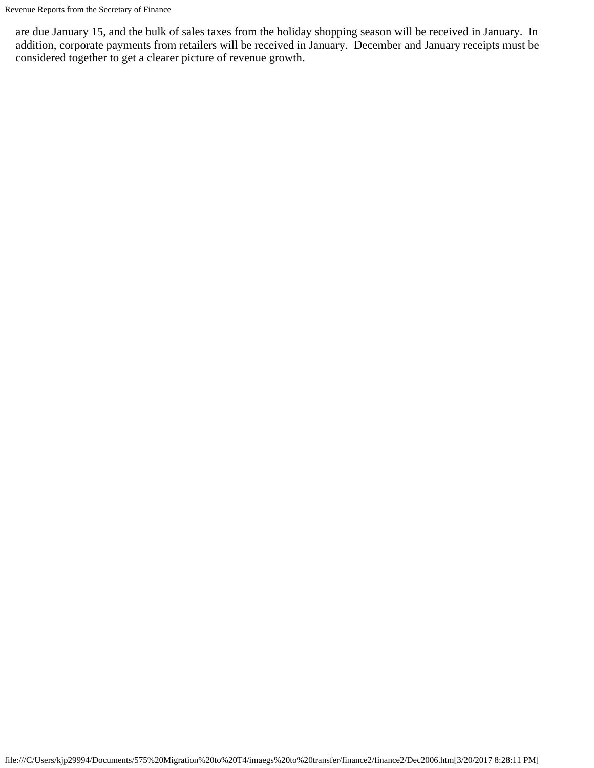are due January 15, and the bulk of sales taxes from the holiday shopping season will be received in January. In addition, corporate payments from retailers will be received in January. December and January receipts must be considered together to get a clearer picture of revenue growth.